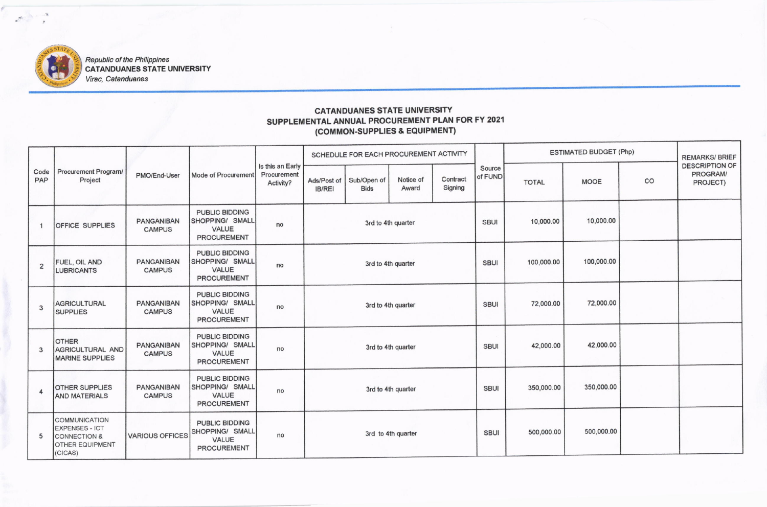Republic of the Philippines
**CATANDUANES STATE UNIVERSITY**
Virac, Catanduanes

## CATANDUANES STATE UNIVERSITY
## SUPPLEMENTAL ANNUAL PROCUREMENT PLAN FOR FY 2021
## (COMMON-SUPPLIES & EQUIPMENT)

| Code PAP | Procurement Program/ Project | PMO/End-User | Mode of Procurement | Is this an Early Procurement Activity? | SCHEDULE FOR EACH PROCUREMENT ACTIVITY | | | | Source of FUND | ESTIMATED BUDGET (Php) | | | REMARKS/ BRIEF DESCRIPTION OF PROGRAM/ PROJECT) |
|---|---|---|---|---|---|---|---|---|---|---|---|---|---|
| | | | | | Ads/Post of IB/REI | Sub/Open of Bids | Notice of Award | Contract Signing | | TOTAL | MOOE | CO | |
| 1 | OFFICE SUPPLIES | PANGANIBAN CAMPUS | PUBLIC BIDDING SHOPPING/ SMALL VALUE PROCUREMENT | no | 3rd to 4th quarter | | | | SBUI | 10,000.00 | 10,000.00 | | |
| 2 | FUEL, OIL AND LUBRICANTS | PANGANIBAN CAMPUS | PUBLIC BIDDING SHOPPING/ SMALL VALUE PROCUREMENT | no | 3rd to 4th quarter | | | | SBUI | 100,000.00 | 100,000.00 | | |
| 3 | AGRICULTURAL SUPPLIES | PANGANIBAN CAMPUS | PUBLIC BIDDING SHOPPING/ SMALL VALUE PROCUREMENT | no | 3rd to 4th quarter | | | | SBUI | 72,000.00 | 72,000.00 | | |
| 3 | OTHER AGRICULTURAL AND MARINE SUPPLIES | PANGANIBAN CAMPUS | PUBLIC BIDDING SHOPPING/ SMALL VALUE PROCUREMENT | no | 3rd to 4th quarter | | | | SBUI | 42,000.00 | 42,000.00 | | |
| 4 | OTHER SUPPLIES AND MATERIALS | PANGANIBAN CAMPUS | PUBLIC BIDDING SHOPPING/ SMALL VALUE PROCUREMENT | no | 3rd to 4th quarter | | | | SBUI | 350,000.00 | 350,000.00 | | |
| 5 | COMMUNICATION EXPENSES - ICT CONNECTION & OTHER EQUIPMENT (CICAS) | VARIOUS OFFICES | PUBLIC BIDDING SHOPPING/ SMALL VALUE PROCUREMENT | no | 3rd to 4th quarter | | | | SBUI | 500,000.00 | 500,000.00 | | |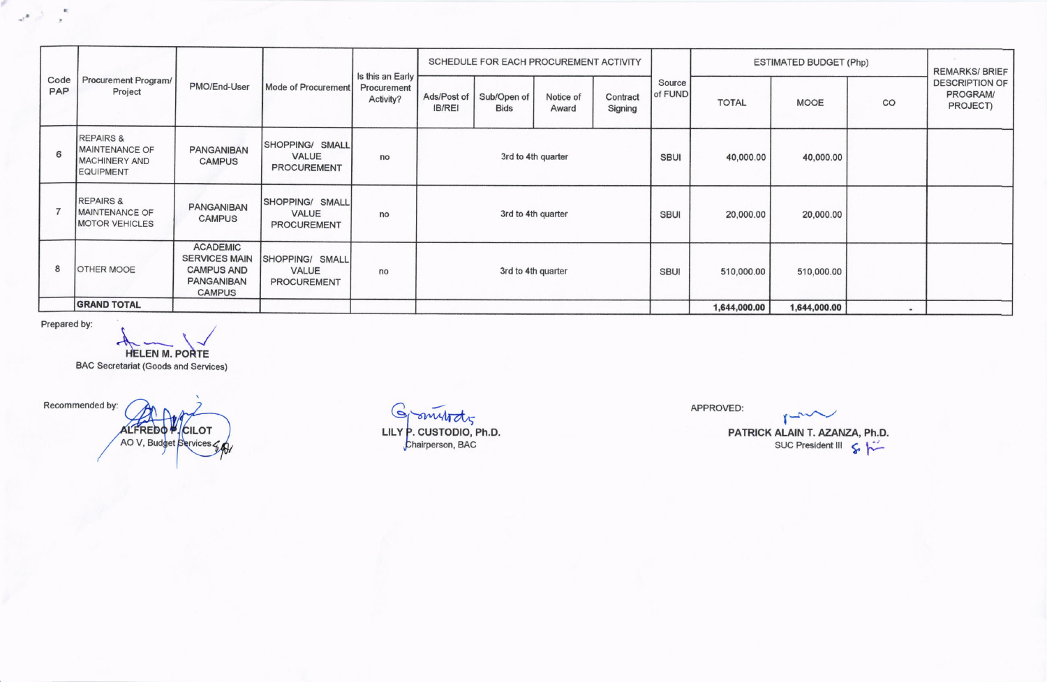| Code PAP | Procurement Program/ Project | PMO/End-User | Mode of Procurement | Is this an Early Procurement Activity? | SCHEDULE FOR EACH PROCUREMENT ACTIVITY | | | | Source of FUND | ESTIMATED BUDGET (Php) | | | REMARKS/ BRIEF DESCRIPTION OF PROGRAM/ PROJECT) |
|---|---|---|---|---|---|---|---|---|---|---|---|---|---|
| | | | | | Ads/Post of IB/REI | Sub/Open of Bids | Notice of Award | Contract Signing | | TOTAL | MOOE | CO | |
| 6 | REPAIRS & MAINTENANCE OF MACHINERY AND EQUIPMENT | PANGANIBAN CAMPUS | SHOPPING/ SMALL VALUE PROCUREMENT | no | 3rd to 4th quarter | | | | SBUI | 40,000.00 | 40,000.00 | | |
| 7 | REPAIRS & MAINTENANCE OF MOTOR VEHICLES | PANGANIBAN CAMPUS | SHOPPING/ SMALL VALUE PROCUREMENT | no | 3rd to 4th quarter | | | | SBUI | 20,000.00 | 20,000.00 | | |
| 8 | OTHER MOOE | ACADEMIC SERVICES MAIN CAMPUS AND PANGANIBAN CAMPUS | SHOPPING/ SMALL VALUE PROCUREMENT | no | 3rd to 4th quarter | | | | SBUI | 510,000.00 | 510,000.00 | | |
| | **GRAND TOTAL** | | | | | | | | | **1,644,000.00** | **1,644,000.00** | - | |

Prepared by:

**HELEN M. PORTE**
BAC Secretariat (Goods and Services)

Recommended by:

**ALFREDO P. CILOT**
AO V, Budget Services

**LILY P. CUSTODIO, Ph.D.**
Chairperson, BAC

APPROVED:

**PATRICK ALAIN T. AZANZA, Ph.D.**
SUC President III